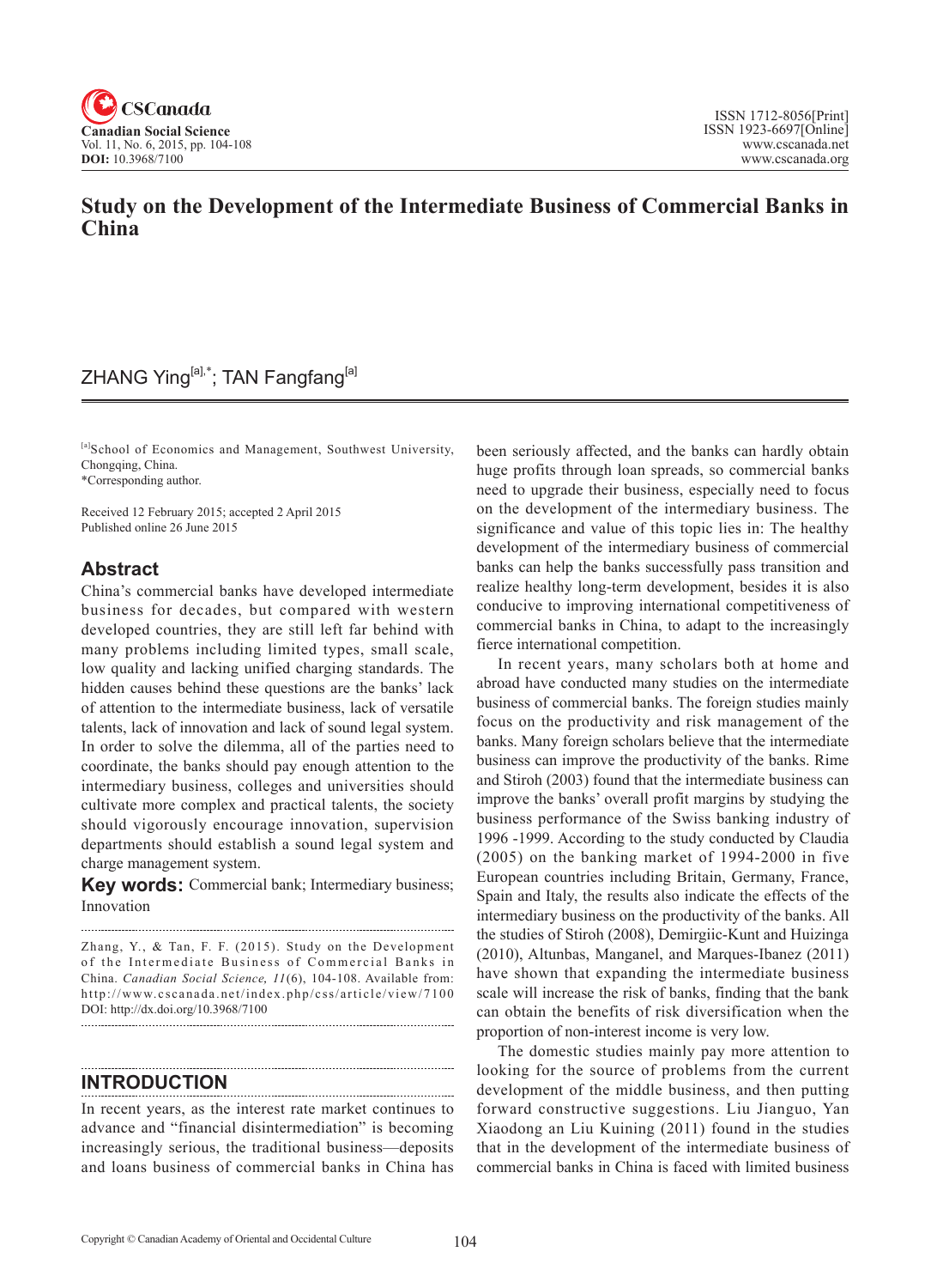# Study on the Development of the Intermediate Business of Commercial Banks in China

ZHANG Ying[a],*; TAN Fangfang[a]

[a]School of Economics and Management, Southwest University, Chongqing, China.
*Corresponding author.

Received 12 February 2015; accepted 2 April 2015
Published online 26 June 2015

## Abstract

China's commercial banks have developed intermediate business for decades, but compared with western developed countries, they are still left far behind with many problems including limited types, small scale, low quality and lacking unified charging standards. The hidden causes behind these questions are the banks' lack of attention to the intermediate business, lack of versatile talents, lack of innovation and lack of sound legal system. In order to solve the dilemma, all of the parties need to coordinate, the banks should pay enough attention to the intermediary business, colleges and universities should cultivate more complex and practical talents, the society should vigorously encourage innovation, supervision departments should establish a sound legal system and charge management system.

**Key words:** Commercial bank; Intermediary business; Innovation

Zhang, Y., & Tan, F. F. (2015). Study on the Development of the Intermediate Business of Commercial Banks in China. *Canadian Social Science, 11*(6), 104-108. Available from: http://www.cscanada.net/index.php/css/article/view/7100
DOI: http://dx.doi.org/10.3968/7100

## INTRODUCTION

In recent years, as the interest rate market continues to advance and "financial disintermediation" is becoming increasingly serious, the traditional business—deposits and loans business of commercial banks in China has been seriously affected, and the banks can hardly obtain huge profits through loan spreads, so commercial banks need to upgrade their business, especially need to focus on the development of the intermediary business. The significance and value of this topic lies in: The healthy development of the intermediary business of commercial banks can help the banks successfully pass transition and realize healthy long-term development, besides it is also conducive to improving international competitiveness of commercial banks in China, to adapt to the increasingly fierce international competition.

In recent years, many scholars both at home and abroad have conducted many studies on the intermediate business of commercial banks. The foreign studies mainly focus on the productivity and risk management of the banks. Many foreign scholars believe that the intermediate business can improve the productivity of the banks. Rime and Stiroh (2003) found that the intermediate business can improve the banks' overall profit margins by studying the business performance of the Swiss banking industry of 1996 -1999. According to the study conducted by Claudia (2005) on the banking market of 1994-2000 in five European countries including Britain, Germany, France, Spain and Italy, the results also indicate the effects of the intermediary business on the productivity of the banks. All the studies of Stiroh (2008), Demirgiic-Kunt and Huizinga (2010), Altunbas, Manganel, and Marques-Ibanez (2011) have shown that expanding the intermediate business scale will increase the risk of banks, finding that the bank can obtain the benefits of risk diversification when the proportion of non-interest income is very low.

The domestic studies mainly pay more attention to looking for the source of problems from the current development of the middle business, and then putting forward constructive suggestions. Liu Jianguo, Yan Xiaodong an Liu Kuining (2011) found in the studies that in the development of the intermediate business of commercial banks in China is faced with limited business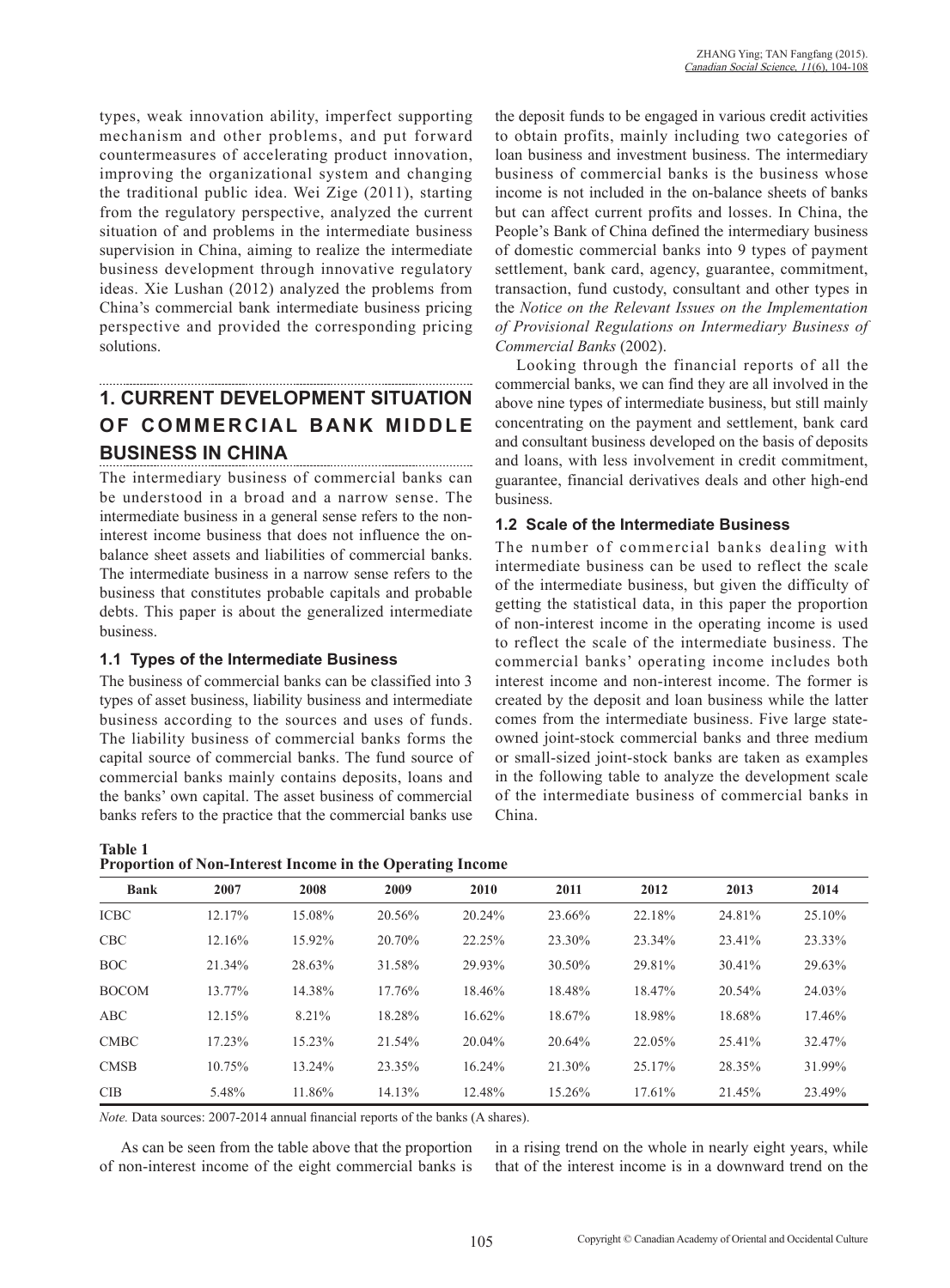types, weak innovation ability, imperfect supporting mechanism and other problems, and put forward countermeasures of accelerating product innovation, improving the organizational system and changing the traditional public idea. Wei Zige (2011), starting from the regulatory perspective, analyzed the current situation of and problems in the intermediate business supervision in China, aiming to realize the intermediate business development through innovative regulatory ideas. Xie Lushan (2012) analyzed the problems from China's commercial bank intermediate business pricing perspective and provided the corresponding pricing solutions.

## 1. CURRENT DEVELOPMENT SITUATION OF COMMERCIAL BANK MIDDLE BUSINESS IN CHINA

The intermediary business of commercial banks can be understood in a broad and a narrow sense. The intermediate business in a general sense refers to the non-interest income business that does not influence the on-balance sheet assets and liabilities of commercial banks. The intermediate business in a narrow sense refers to the business that constitutes probable capitals and probable debts. This paper is about the generalized intermediate business.

### 1.1 Types of the Intermediate Business

The business of commercial banks can be classified into 3 types of asset business, liability business and intermediate business according to the sources and uses of funds. The liability business of commercial banks forms the capital source of commercial banks. The fund source of commercial banks mainly contains deposits, loans and the banks' own capital. The asset business of commercial banks refers to the practice that the commercial banks use the deposit funds to be engaged in various credit activities to obtain profits, mainly including two categories of loan business and investment business. The intermediary business of commercial banks is the business whose income is not included in the on-balance sheets of banks but can affect current profits and losses. In China, the People's Bank of China defined the intermediary business of domestic commercial banks into 9 types of payment settlement, bank card, agency, guarantee, commitment, transaction, fund custody, consultant and other types in the *Notice on the Relevant Issues on the Implementation of Provisional Regulations on Intermediary Business of Commercial Banks* (2002).

Looking through the financial reports of all the commercial banks, we can find they are all involved in the above nine types of intermediate business, but still mainly concentrating on the payment and settlement, bank card and consultant business developed on the basis of deposits and loans, with less involvement in credit commitment, guarantee, financial derivatives deals and other high-end business.

### 1.2 Scale of the Intermediate Business

The number of commercial banks dealing with intermediate business can be used to reflect the scale of the intermediate business, but given the difficulty of getting the statistical data, in this paper the proportion of non-interest income in the operating income is used to reflect the scale of the intermediate business. The commercial banks' operating income includes both interest income and non-interest income. The former is created by the deposit and loan business while the latter comes from the intermediate business. Five large state-owned joint-stock commercial banks and three medium or small-sized joint-stock banks are taken as examples in the following table to analyze the development scale of the intermediate business of commercial banks in China.

**Table 1**
**Proportion of Non-Interest Income in the Operating Income**

| Bank | 2007 | 2008 | 2009 | 2010 | 2011 | 2012 | 2013 | 2014 |
|---|---|---|---|---|---|---|---|---|
| ICBC | 12.17% | 15.08% | 20.56% | 20.24% | 23.66% | 22.18% | 24.81% | 25.10% |
| CBC | 12.16% | 15.92% | 20.70% | 22.25% | 23.30% | 23.34% | 23.41% | 23.33% |
| BOC | 21.34% | 28.63% | 31.58% | 29.93% | 30.50% | 29.81% | 30.41% | 29.63% |
| BOCOM | 13.77% | 14.38% | 17.76% | 18.46% | 18.48% | 18.47% | 20.54% | 24.03% |
| ABC | 12.15% | 8.21% | 18.28% | 16.62% | 18.67% | 18.98% | 18.68% | 17.46% |
| CMBC | 17.23% | 15.23% | 21.54% | 20.04% | 20.64% | 22.05% | 25.41% | 32.47% |
| CMSB | 10.75% | 13.24% | 23.35% | 16.24% | 21.30% | 25.17% | 28.35% | 31.99% |
| CIB | 5.48% | 11.86% | 14.13% | 12.48% | 15.26% | 17.61% | 21.45% | 23.49% |

*Note.* Data sources: 2007-2014 annual financial reports of the banks (A shares).

As can be seen from the table above that the proportion of non-interest income of the eight commercial banks is in a rising trend on the whole in nearly eight years, while that of the interest income is in a downward trend on the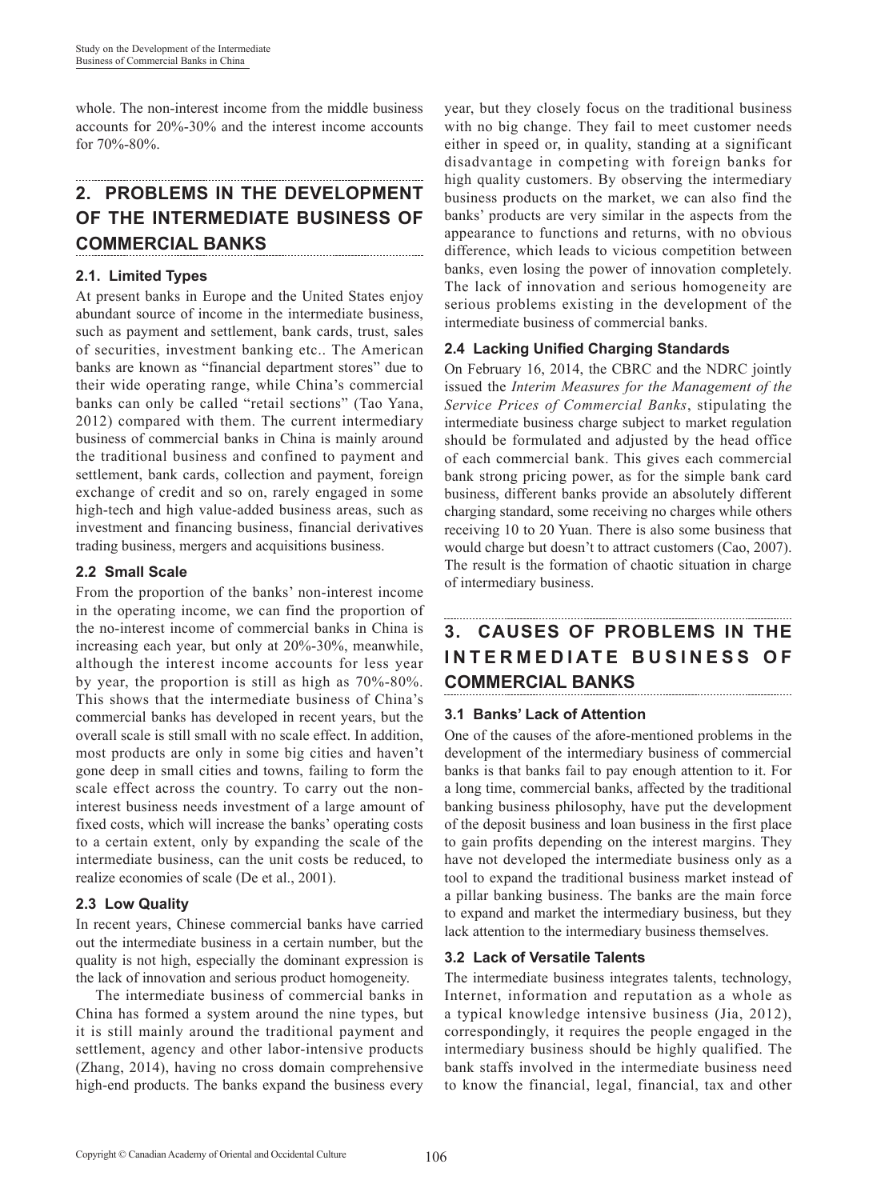whole. The non-interest income from the middle business accounts for 20%-30% and the interest income accounts for 70%-80%.

## 2. PROBLEMS IN THE DEVELOPMENT OF THE INTERMEDIATE BUSINESS OF COMMERCIAL BANKS

### 2.1. Limited Types

At present banks in Europe and the United States enjoy abundant source of income in the intermediate business, such as payment and settlement, bank cards, trust, sales of securities, investment banking etc.. The American banks are known as "financial department stores" due to their wide operating range, while China's commercial banks can only be called "retail sections" (Tao Yana, 2012) compared with them. The current intermediary business of commercial banks in China is mainly around the traditional business and confined to payment and settlement, bank cards, collection and payment, foreign exchange of credit and so on, rarely engaged in some high-tech and high value-added business areas, such as investment and financing business, financial derivatives trading business, mergers and acquisitions business.

### 2.2 Small Scale

From the proportion of the banks' non-interest income in the operating income, we can find the proportion of the no-interest income of commercial banks in China is increasing each year, but only at 20%-30%, meanwhile, although the interest income accounts for less year by year, the proportion is still as high as 70%-80%. This shows that the intermediate business of China's commercial banks has developed in recent years, but the overall scale is still small with no scale effect. In addition, most products are only in some big cities and haven't gone deep in small cities and towns, failing to form the scale effect across the country. To carry out the non-interest business needs investment of a large amount of fixed costs, which will increase the banks' operating costs to a certain extent, only by expanding the scale of the intermediate business, can the unit costs be reduced, to realize economies of scale (De et al., 2001).

### 2.3 Low Quality

In recent years, Chinese commercial banks have carried out the intermediate business in a certain number, but the quality is not high, especially the dominant expression is the lack of innovation and serious product homogeneity.

The intermediate business of commercial banks in China has formed a system around the nine types, but it is still mainly around the traditional payment and settlement, agency and other labor-intensive products (Zhang, 2014), having no cross domain comprehensive high-end products. The banks expand the business every year, but they closely focus on the traditional business with no big change. They fail to meet customer needs either in speed or, in quality, standing at a significant disadvantage in competing with foreign banks for high quality customers. By observing the intermediary business products on the market, we can also find the banks' products are very similar in the aspects from the appearance to functions and returns, with no obvious difference, which leads to vicious competition between banks, even losing the power of innovation completely. The lack of innovation and serious homogeneity are serious problems existing in the development of the intermediate business of commercial banks.

### 2.4 Lacking Unified Charging Standards

On February 16, 2014, the CBRC and the NDRC jointly issued the *Interim Measures for the Management of the Service Prices of Commercial Banks*, stipulating the intermediate business charge subject to market regulation should be formulated and adjusted by the head office of each commercial bank. This gives each commercial bank strong pricing power, as for the simple bank card business, different banks provide an absolutely different charging standard, some receiving no charges while others receiving 10 to 20 Yuan. There is also some business that would charge but doesn't to attract customers (Cao, 2007). The result is the formation of chaotic situation in charge of intermediary business.

## 3. CAUSES OF PROBLEMS IN THE INTERMEDIATE BUSINESS OF COMMERCIAL BANKS

### 3.1 Banks' Lack of Attention

One of the causes of the afore-mentioned problems in the development of the intermediary business of commercial banks is that banks fail to pay enough attention to it. For a long time, commercial banks, affected by the traditional banking business philosophy, have put the development of the deposit business and loan business in the first place to gain profits depending on the interest margins. They have not developed the intermediate business only as a tool to expand the traditional business market instead of a pillar banking business. The banks are the main force to expand and market the intermediary business, but they lack attention to the intermediary business themselves.

### 3.2 Lack of Versatile Talents

The intermediate business integrates talents, technology, Internet, information and reputation as a whole as a typical knowledge intensive business (Jia, 2012), correspondingly, it requires the people engaged in the intermediary business should be highly qualified. The bank staffs involved in the intermediate business need to know the financial, legal, financial, tax and other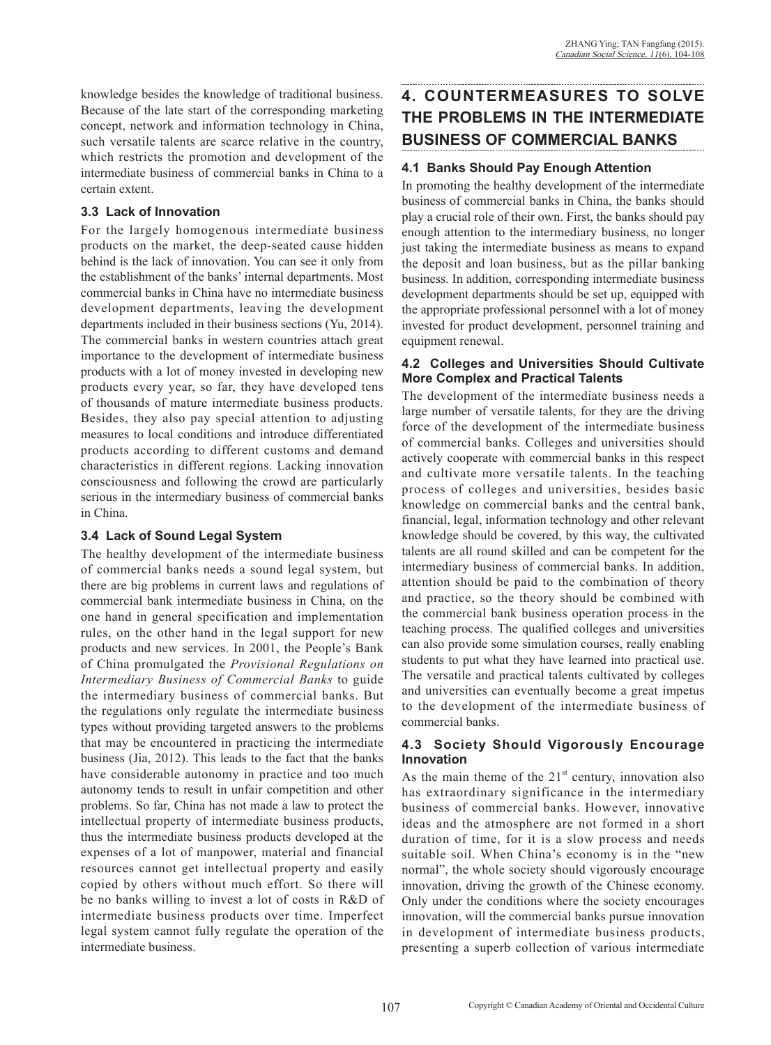knowledge besides the knowledge of traditional business. Because of the late start of the corresponding marketing concept, network and information technology in China, such versatile talents are scarce relative in the country, which restricts the promotion and development of the intermediate business of commercial banks in China to a certain extent.

### 3.3 Lack of Innovation

For the largely homogenous intermediate business products on the market, the deep-seated cause hidden behind is the lack of innovation. You can see it only from the establishment of the banks' internal departments. Most commercial banks in China have no intermediate business development departments, leaving the development departments included in their business sections (Yu, 2014). The commercial banks in western countries attach great importance to the development of intermediate business products with a lot of money invested in developing new products every year, so far, they have developed tens of thousands of mature intermediate business products. Besides, they also pay special attention to adjusting measures to local conditions and introduce differentiated products according to different customs and demand characteristics in different regions. Lacking innovation consciousness and following the crowd are particularly serious in the intermediary business of commercial banks in China.

### 3.4 Lack of Sound Legal System

The healthy development of the intermediate business of commercial banks needs a sound legal system, but there are big problems in current laws and regulations of commercial bank intermediate business in China, on the one hand in general specification and implementation rules, on the other hand in the legal support for new products and new services. In 2001, the People's Bank of China promulgated the *Provisional Regulations on Intermediary Business of Commercial Banks* to guide the intermediary business of commercial banks. But the regulations only regulate the intermediate business types without providing targeted answers to the problems that may be encountered in practicing the intermediate business (Jia, 2012). This leads to the fact that the banks have considerable autonomy in practice and too much autonomy tends to result in unfair competition and other problems. So far, China has not made a law to protect the intellectual property of intermediate business products, thus the intermediate business products developed at the expenses of a lot of manpower, material and financial resources cannot get intellectual property and easily copied by others without much effort. So there will be no banks willing to invest a lot of costs in R&D of intermediate business products over time. Imperfect legal system cannot fully regulate the operation of the intermediate business.

## 4. COUNTERMEASURES TO SOLVE THE PROBLEMS IN THE INTERMEDIATE BUSINESS OF COMMERCIAL BANKS

### 4.1 Banks Should Pay Enough Attention

In promoting the healthy development of the intermediate business of commercial banks in China, the banks should play a crucial role of their own. First, the banks should pay enough attention to the intermediary business, no longer just taking the intermediate business as means to expand the deposit and loan business, but as the pillar banking business. In addition, corresponding intermediate business development departments should be set up, equipped with the appropriate professional personnel with a lot of money invested for product development, personnel training and equipment renewal.

### 4.2 Colleges and Universities Should Cultivate More Complex and Practical Talents

The development of the intermediate business needs a large number of versatile talents, for they are the driving force of the development of the intermediate business of commercial banks. Colleges and universities should actively cooperate with commercial banks in this respect and cultivate more versatile talents. In the teaching process of colleges and universities, besides basic knowledge on commercial banks and the central bank, financial, legal, information technology and other relevant knowledge should be covered, by this way, the cultivated talents are all round skilled and can be competent for the intermediary business of commercial banks. In addition, attention should be paid to the combination of theory and practice, so the theory should be combined with the commercial bank business operation process in the teaching process. The qualified colleges and universities can also provide some simulation courses, really enabling students to put what they have learned into practical use. The versatile and practical talents cultivated by colleges and universities can eventually become a great impetus to the development of the intermediate business of commercial banks.

### 4.3 Society Should Vigorously Encourage Innovation

As the main theme of the 21st century, innovation also has extraordinary significance in the intermediary business of commercial banks. However, innovative ideas and the atmosphere are not formed in a short duration of time, for it is a slow process and needs suitable soil. When China's economy is in the "new normal", the whole society should vigorously encourage innovation, driving the growth of the Chinese economy. Only under the conditions where the society encourages innovation, will the commercial banks pursue innovation in development of intermediate business products, presenting a superb collection of various intermediate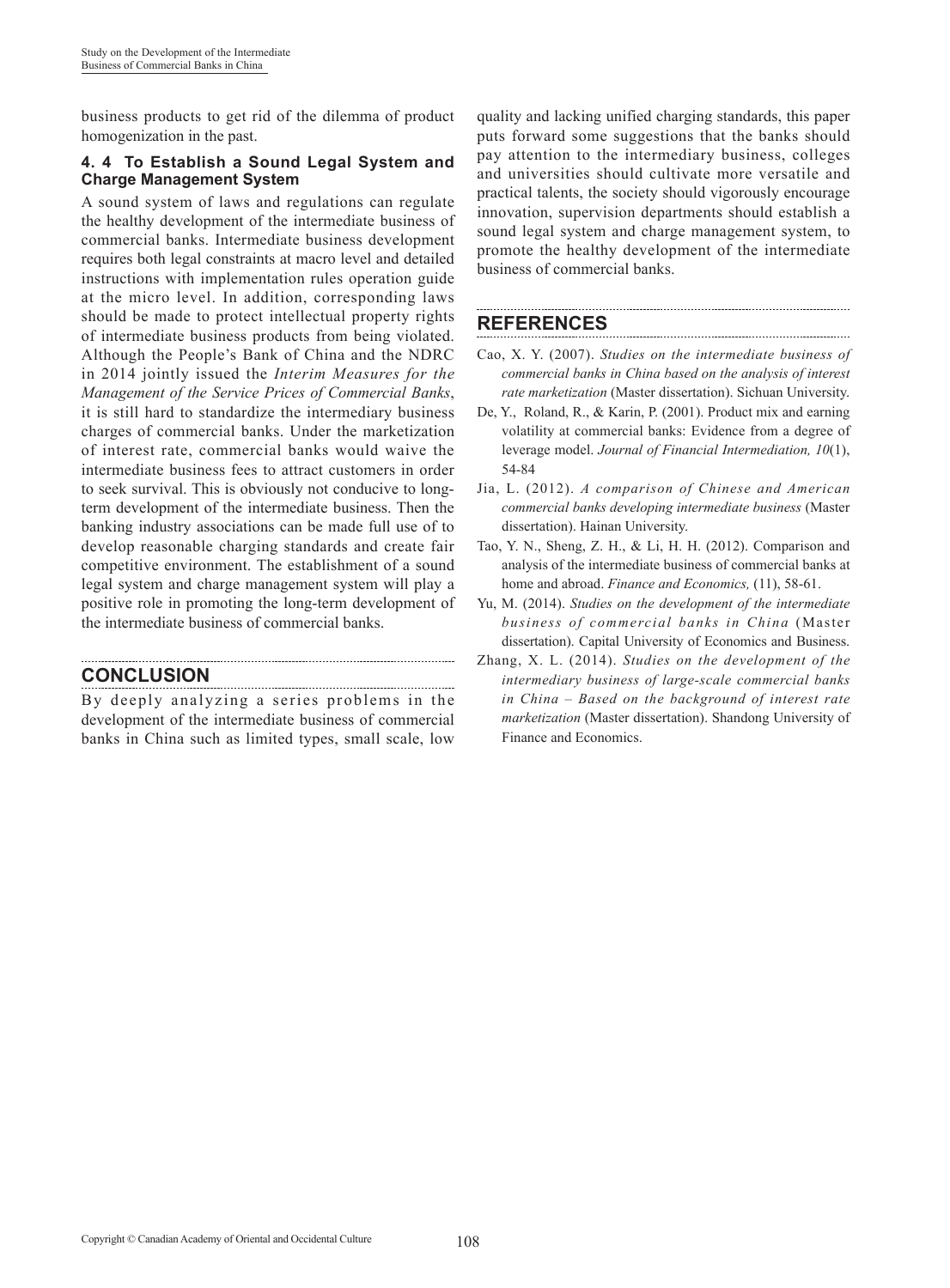business products to get rid of the dilemma of product homogenization in the past.

### 4. 4 To Establish a Sound Legal System and Charge Management System

A sound system of laws and regulations can regulate the healthy development of the intermediate business of commercial banks. Intermediate business development requires both legal constraints at macro level and detailed instructions with implementation rules operation guide at the micro level. In addition, corresponding laws should be made to protect intellectual property rights of intermediate business products from being violated. Although the People's Bank of China and the NDRC in 2014 jointly issued the *Interim Measures for the Management of the Service Prices of Commercial Banks*, it is still hard to standardize the intermediary business charges of commercial banks. Under the marketization of interest rate, commercial banks would waive the intermediate business fees to attract customers in order to seek survival. This is obviously not conducive to long-term development of the intermediate business. Then the banking industry associations can be made full use of to develop reasonable charging standards and create fair competitive environment. The establishment of a sound legal system and charge management system will play a positive role in promoting the long-term development of the intermediate business of commercial banks.

## CONCLUSION

By deeply analyzing a series problems in the development of the intermediate business of commercial banks in China such as limited types, small scale, low quality and lacking unified charging standards, this paper puts forward some suggestions that the banks should pay attention to the intermediary business, colleges and universities should cultivate more versatile and practical talents, the society should vigorously encourage innovation, supervision departments should establish a sound legal system and charge management system, to promote the healthy development of the intermediate business of commercial banks.

## REFERENCES

Cao, X. Y. (2007). *Studies on the intermediate business of commercial banks in China based on the analysis of interest rate marketization* (Master dissertation). Sichuan University.

De, Y., Roland, R., & Karin, P. (2001). Product mix and earning volatility at commercial banks: Evidence from a degree of leverage model. *Journal of Financial Intermediation, 10*(1), 54-84

Jia, L. (2012). *A comparison of Chinese and American commercial banks developing intermediate business* (Master dissertation). Hainan University.

Tao, Y. N., Sheng, Z. H., & Li, H. H. (2012). Comparison and analysis of the intermediate business of commercial banks at home and abroad. *Finance and Economics,* (11), 58-61.

Yu, M. (2014). *Studies on the development of the intermediate business of commercial banks in China* (Master dissertation). Capital University of Economics and Business.

Zhang, X. L. (2014). *Studies on the development of the intermediary business of large-scale commercial banks in China – Based on the background of interest rate marketization* (Master dissertation). Shandong University of Finance and Economics.